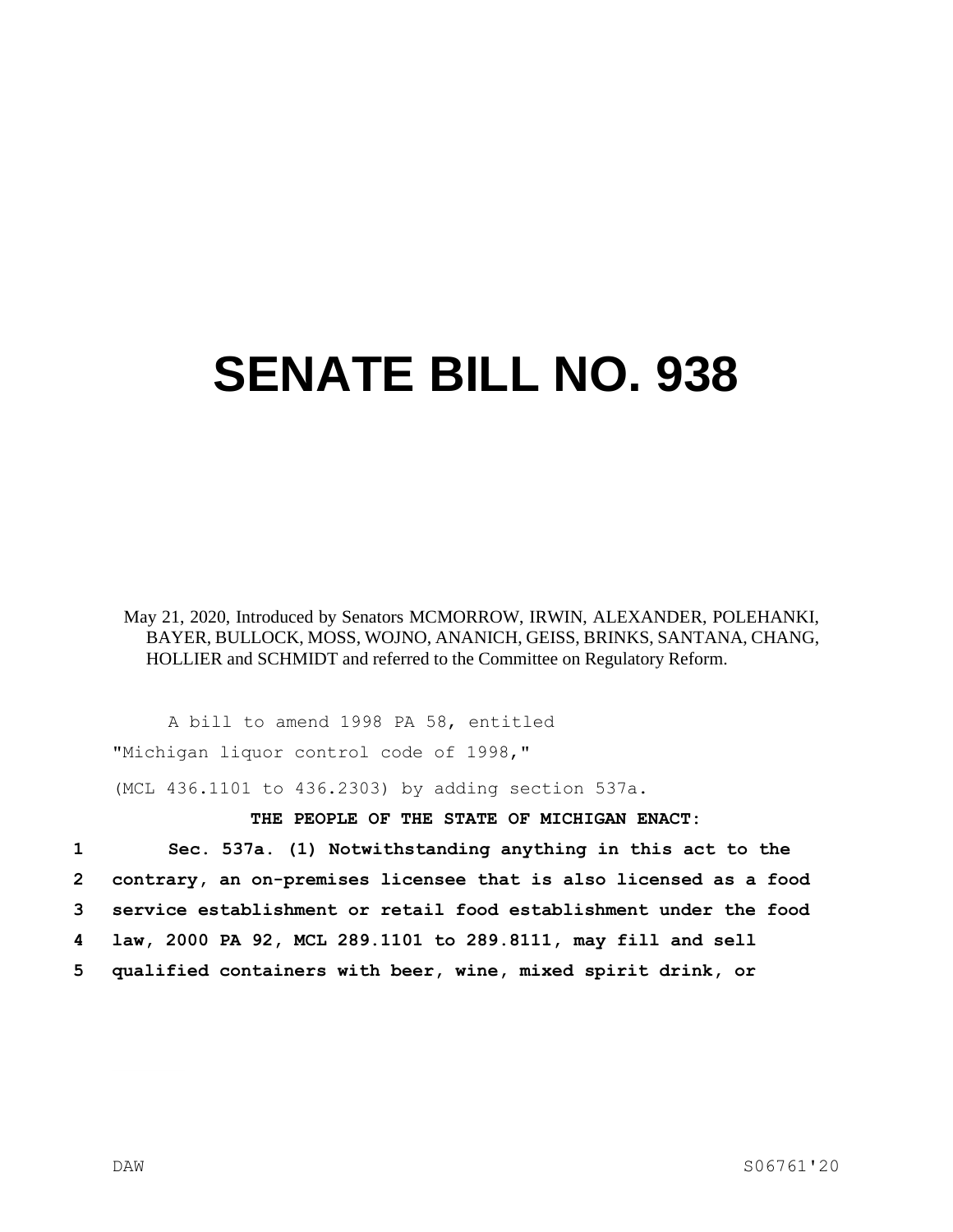# SENATE BILL NO. 938

May 21, 2020, Introduced by Senators MCMORROW, IRWIN, ALEXANDER, POLEHANKI, BAYER, BULLOCK, MOSS, WOJNO, ANANICH, GEISS, BRINKS, SANTANA, CHANG, HOLLIER and SCHMIDT and referred to the Committee on Regulatory Reform.

A bill to amend 1998 PA 58, entitled

"Michigan liquor control code of 1998,"

(MCL 436.1101 to 436.2303) by adding section 537a.

**THE PEOPLE OF THE STATE OF MICHIGAN ENACT:**

1 **Sec. 537a. (1) Notwithstanding anything in this act to the**
2 **contrary, an on-premises licensee that is also licensed as a food**
3 **service establishment or retail food establishment under the food**
4 **law, 2000 PA 92, MCL 289.1101 to 289.8111, may fill and sell**
5 **qualified containers with beer, wine, mixed spirit drink, or**

DAW S06761'20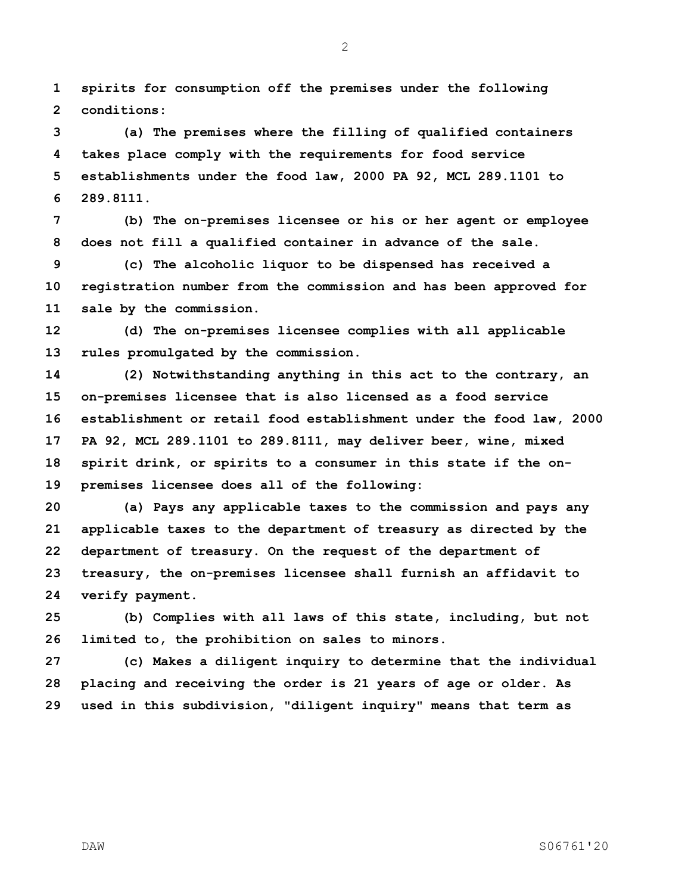**spirits for consumption off the premises under the following conditions:**

**(a) The premises where the filling of qualified containers takes place comply with the requirements for food service establishments under the food law, 2000 PA 92, MCL 289.1101 to 289.8111.**

**(b) The on-premises licensee or his or her agent or employee does not fill a qualified container in advance of the sale.**

**(c) The alcoholic liquor to be dispensed has received a registration number from the commission and has been approved for sale by the commission.**

**(d) The on-premises licensee complies with all applicable rules promulgated by the commission.**

**(2) Notwithstanding anything in this act to the contrary, an on-premises licensee that is also licensed as a food service establishment or retail food establishment under the food law, 2000 PA 92, MCL 289.1101 to 289.8111, may deliver beer, wine, mixed spirit drink, or spirits to a consumer in this state if the on-premises licensee does all of the following:**

**(a) Pays any applicable taxes to the commission and pays any applicable taxes to the department of treasury as directed by the department of treasury. On the request of the department of treasury, the on-premises licensee shall furnish an affidavit to verify payment.**

**(b) Complies with all laws of this state, including, but not limited to, the prohibition on sales to minors.**

**(c) Makes a diligent inquiry to determine that the individual placing and receiving the order is 21 years of age or older. As used in this subdivision, "diligent inquiry" means that term as**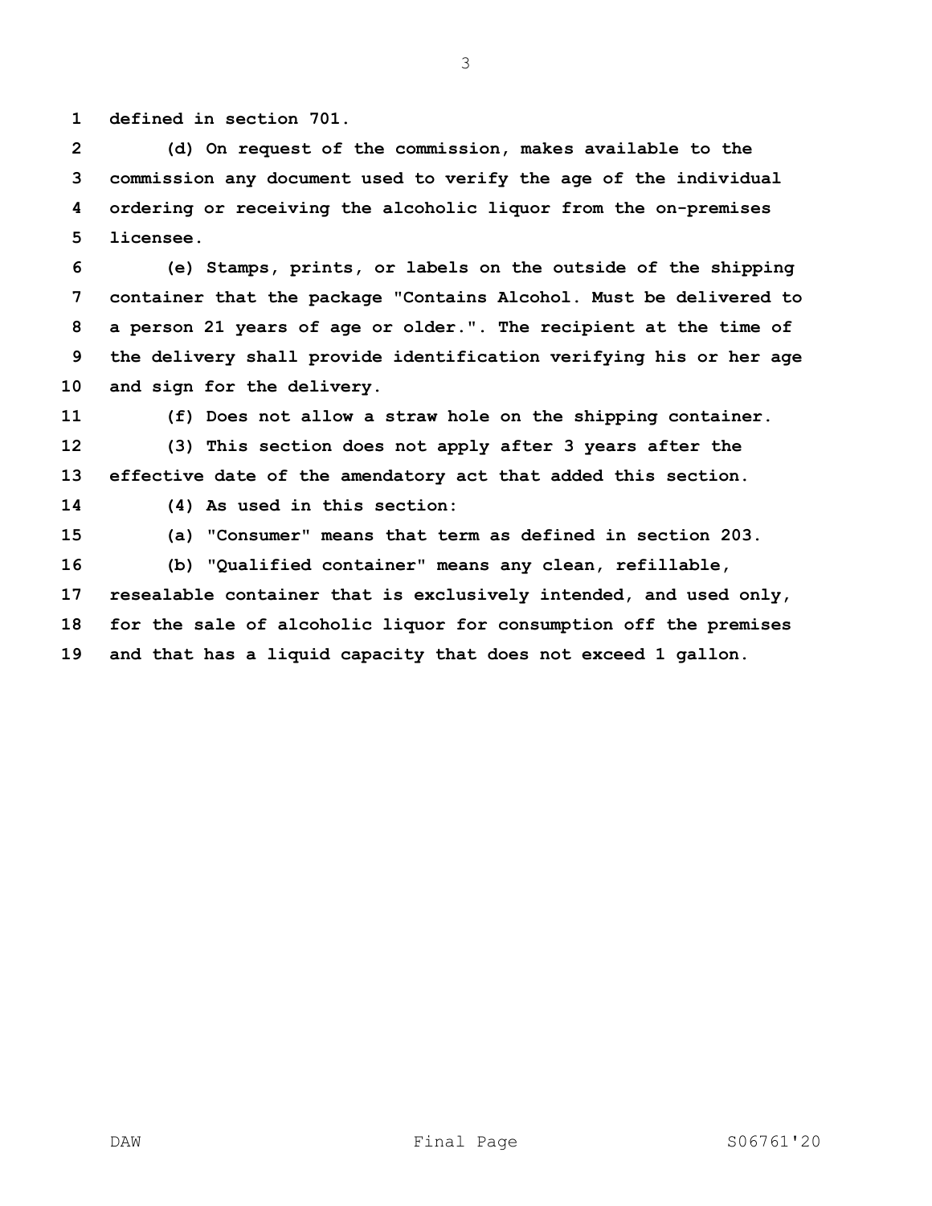**defined in section 701.**

**(d) On request of the commission, makes available to the commission any document used to verify the age of the individual ordering or receiving the alcoholic liquor from the on-premises licensee.**

**(e) Stamps, prints, or labels on the outside of the shipping container that the package "Contains Alcohol. Must be delivered to a person 21 years of age or older.". The recipient at the time of the delivery shall provide identification verifying his or her age and sign for the delivery.**

**(f) Does not allow a straw hole on the shipping container.**

**(3) This section does not apply after 3 years after the effective date of the amendatory act that added this section.**

**(4) As used in this section:**

**(a) "Consumer" means that term as defined in section 203.**

**(b) "Qualified container" means any clean, refillable, resealable container that is exclusively intended, and used only, for the sale of alcoholic liquor for consumption off the premises and that has a liquid capacity that does not exceed 1 gallon.**